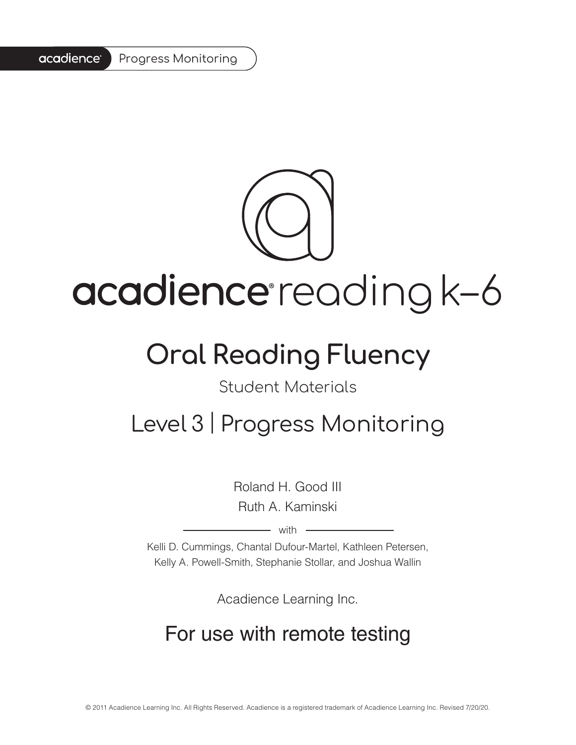acadience® Progress Monitoring

# acadience® reading k–6

## Oral Reading Fluency

Student Materials

## Level 3 | Progress Monitoring

Roland H. Good III
Ruth A. Kaminski

with

Kelli D. Cummings, Chantal Dufour-Martel, Kathleen Petersen,
Kelly A. Powell-Smith, Stephanie Stollar, and Joshua Wallin

Acadience Learning Inc.

## For use with remote testing

© 2011 Acadience Learning Inc. All Rights Reserved. Acadience is a registered trademark of Acadience Learning Inc. Revised 7/20/20.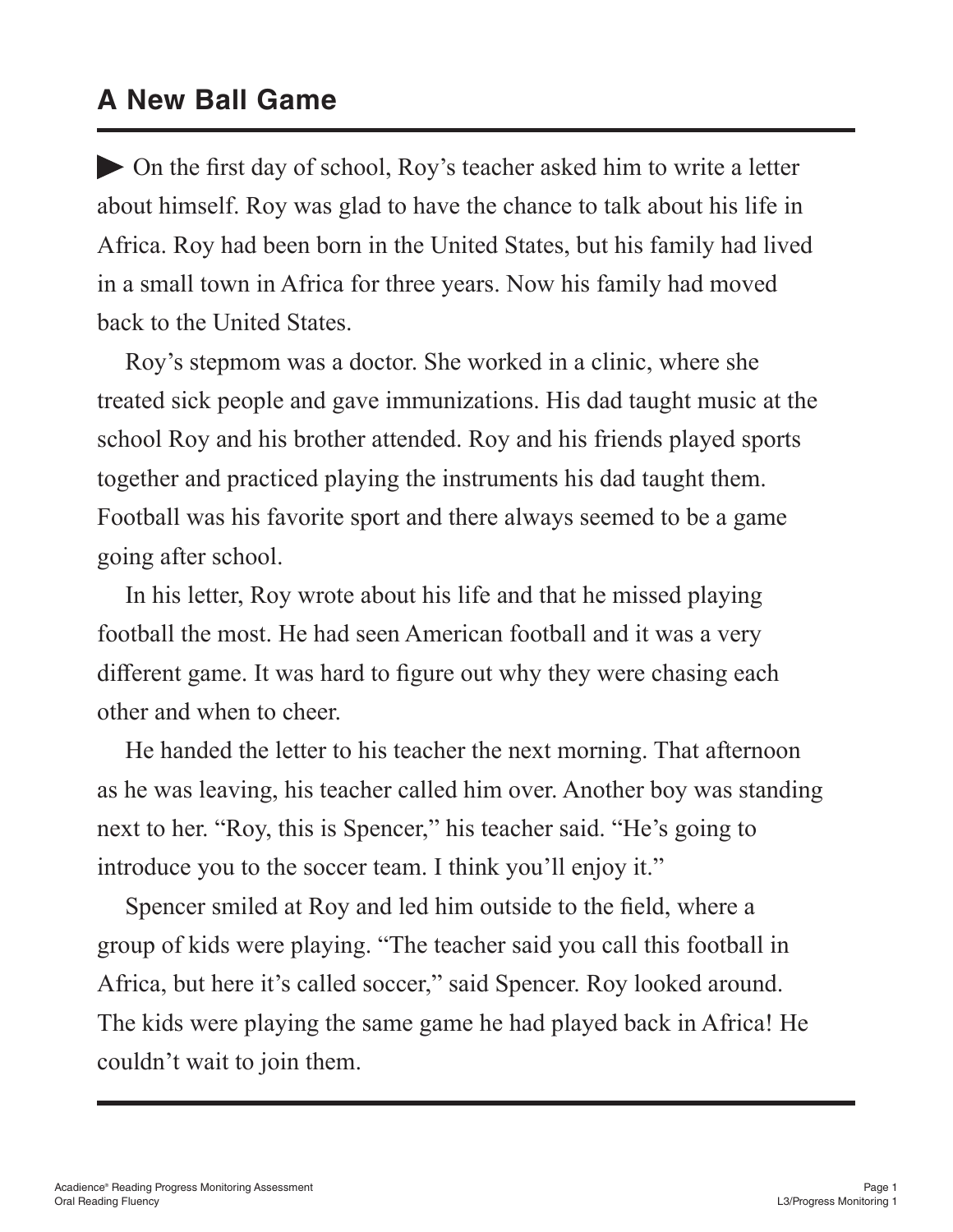## A New Ball Game

▶ On the first day of school, Roy's teacher asked him to write a letter about himself. Roy was glad to have the chance to talk about his life in Africa. Roy had been born in the United States, but his family had lived in a small town in Africa for three years. Now his family had moved back to the United States.

Roy's stepmom was a doctor. She worked in a clinic, where she treated sick people and gave immunizations. His dad taught music at the school Roy and his brother attended. Roy and his friends played sports together and practiced playing the instruments his dad taught them. Football was his favorite sport and there always seemed to be a game going after school.

In his letter, Roy wrote about his life and that he missed playing football the most. He had seen American football and it was a very different game. It was hard to figure out why they were chasing each other and when to cheer.

He handed the letter to his teacher the next morning. That afternoon as he was leaving, his teacher called him over. Another boy was standing next to her. "Roy, this is Spencer," his teacher said. "He's going to introduce you to the soccer team. I think you'll enjoy it."

Spencer smiled at Roy and led him outside to the field, where a group of kids were playing. "The teacher said you call this football in Africa, but here it's called soccer," said Spencer. Roy looked around. The kids were playing the same game he had played back in Africa! He couldn't wait to join them.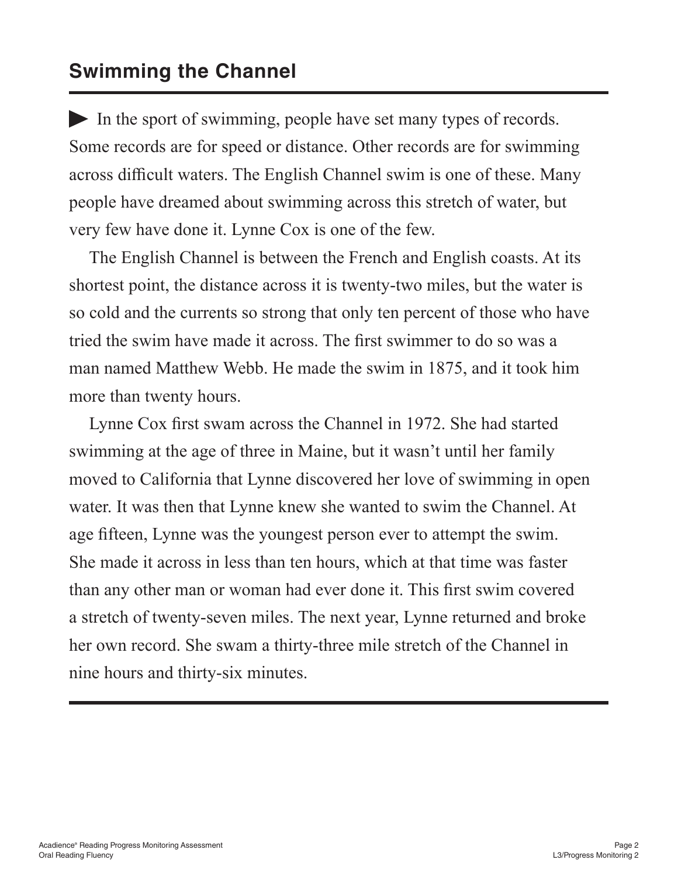## Swimming the Channel

In the sport of swimming, people have set many types of records. Some records are for speed or distance. Other records are for swimming across difficult waters. The English Channel swim is one of these. Many people have dreamed about swimming across this stretch of water, but very few have done it. Lynne Cox is one of the few.

The English Channel is between the French and English coasts. At its shortest point, the distance across it is twenty-two miles, but the water is so cold and the currents so strong that only ten percent of those who have tried the swim have made it across. The first swimmer to do so was a man named Matthew Webb. He made the swim in 1875, and it took him more than twenty hours.

Lynne Cox first swam across the Channel in 1972. She had started swimming at the age of three in Maine, but it wasn't until her family moved to California that Lynne discovered her love of swimming in open water. It was then that Lynne knew she wanted to swim the Channel. At age fifteen, Lynne was the youngest person ever to attempt the swim. She made it across in less than ten hours, which at that time was faster than any other man or woman had ever done it. This first swim covered a stretch of twenty-seven miles. The next year, Lynne returned and broke her own record. She swam a thirty-three mile stretch of the Channel in nine hours and thirty-six minutes.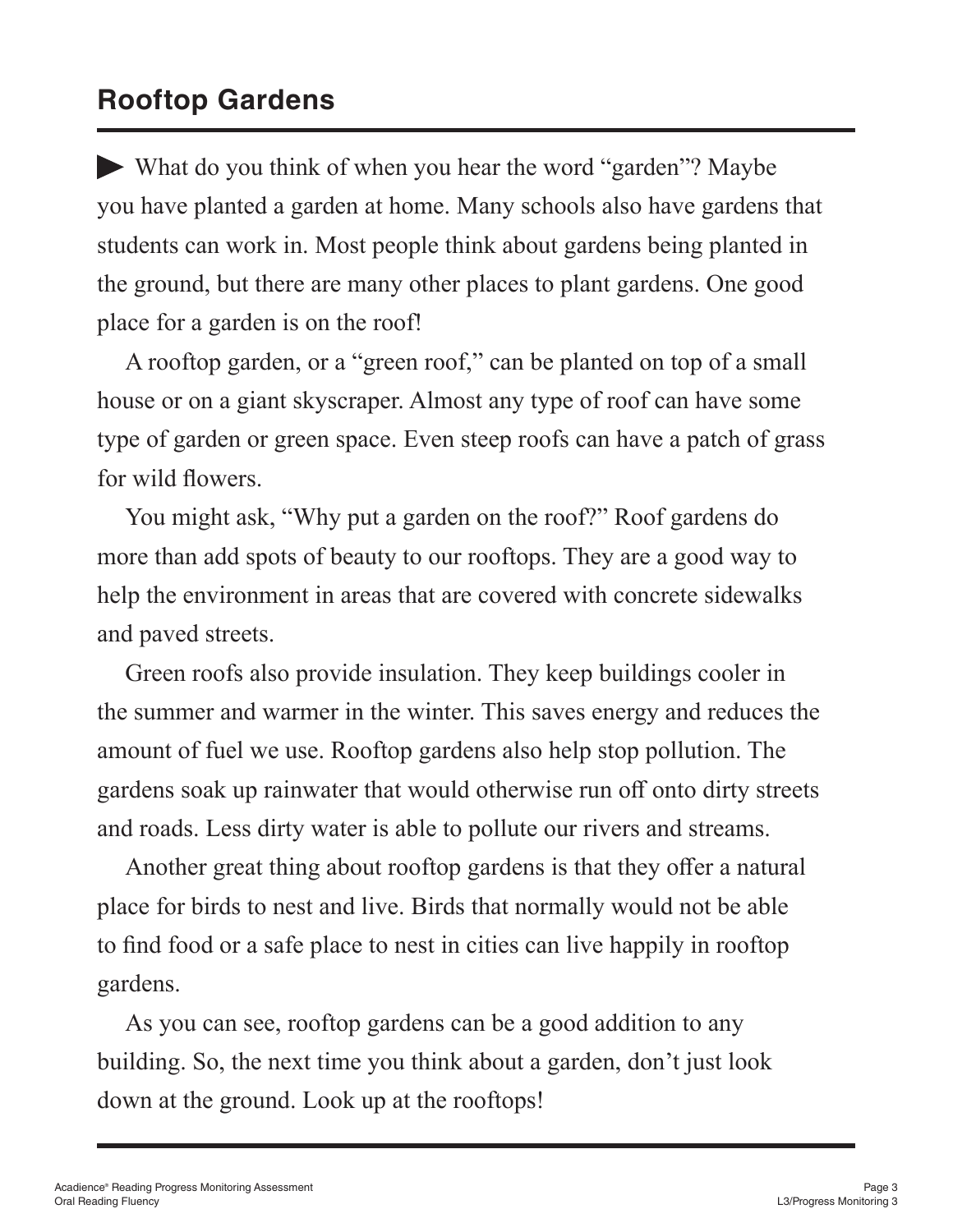## Rooftop Gardens

▶ What do you think of when you hear the word "garden"? Maybe you have planted a garden at home. Many schools also have gardens that students can work in. Most people think about gardens being planted in the ground, but there are many other places to plant gardens. One good place for a garden is on the roof!

A rooftop garden, or a "green roof," can be planted on top of a small house or on a giant skyscraper. Almost any type of roof can have some type of garden or green space. Even steep roofs can have a patch of grass for wild flowers.

You might ask, "Why put a garden on the roof?" Roof gardens do more than add spots of beauty to our rooftops. They are a good way to help the environment in areas that are covered with concrete sidewalks and paved streets.

Green roofs also provide insulation. They keep buildings cooler in the summer and warmer in the winter. This saves energy and reduces the amount of fuel we use. Rooftop gardens also help stop pollution. The gardens soak up rainwater that would otherwise run off onto dirty streets and roads. Less dirty water is able to pollute our rivers and streams.

Another great thing about rooftop gardens is that they offer a natural place for birds to nest and live. Birds that normally would not be able to find food or a safe place to nest in cities can live happily in rooftop gardens.

As you can see, rooftop gardens can be a good addition to any building. So, the next time you think about a garden, don't just look down at the ground. Look up at the rooftops!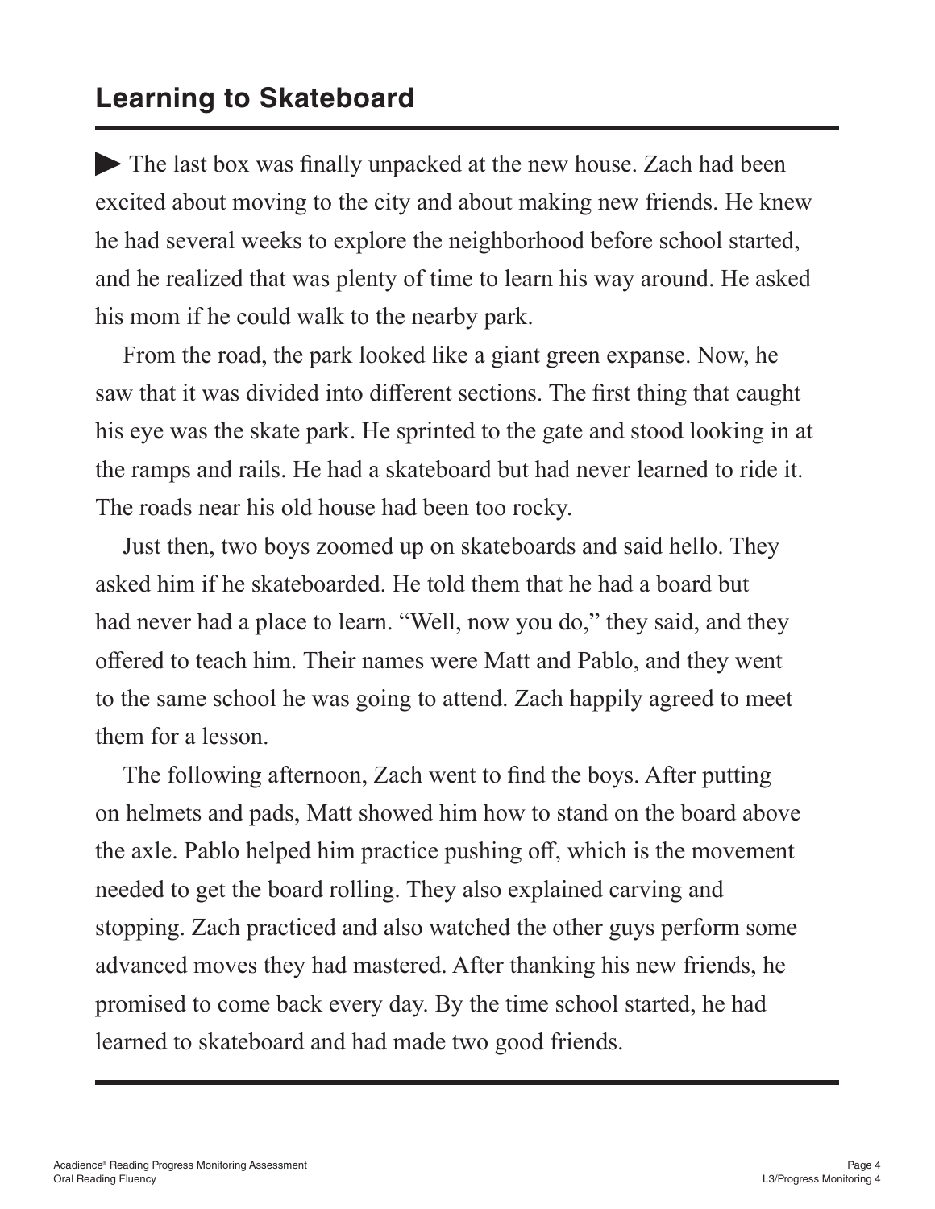## Learning to Skateboard

▶ The last box was finally unpacked at the new house. Zach had been excited about moving to the city and about making new friends. He knew he had several weeks to explore the neighborhood before school started, and he realized that was plenty of time to learn his way around. He asked his mom if he could walk to the nearby park.

From the road, the park looked like a giant green expanse. Now, he saw that it was divided into different sections. The first thing that caught his eye was the skate park. He sprinted to the gate and stood looking in at the ramps and rails. He had a skateboard but had never learned to ride it. The roads near his old house had been too rocky.

Just then, two boys zoomed up on skateboards and said hello. They asked him if he skateboarded. He told them that he had a board but had never had a place to learn. “Well, now you do,” they said, and they offered to teach him. Their names were Matt and Pablo, and they went to the same school he was going to attend. Zach happily agreed to meet them for a lesson.

The following afternoon, Zach went to find the boys. After putting on helmets and pads, Matt showed him how to stand on the board above the axle. Pablo helped him practice pushing off, which is the movement needed to get the board rolling. They also explained carving and stopping. Zach practiced and also watched the other guys perform some advanced moves they had mastered. After thanking his new friends, he promised to come back every day. By the time school started, he had learned to skateboard and had made two good friends.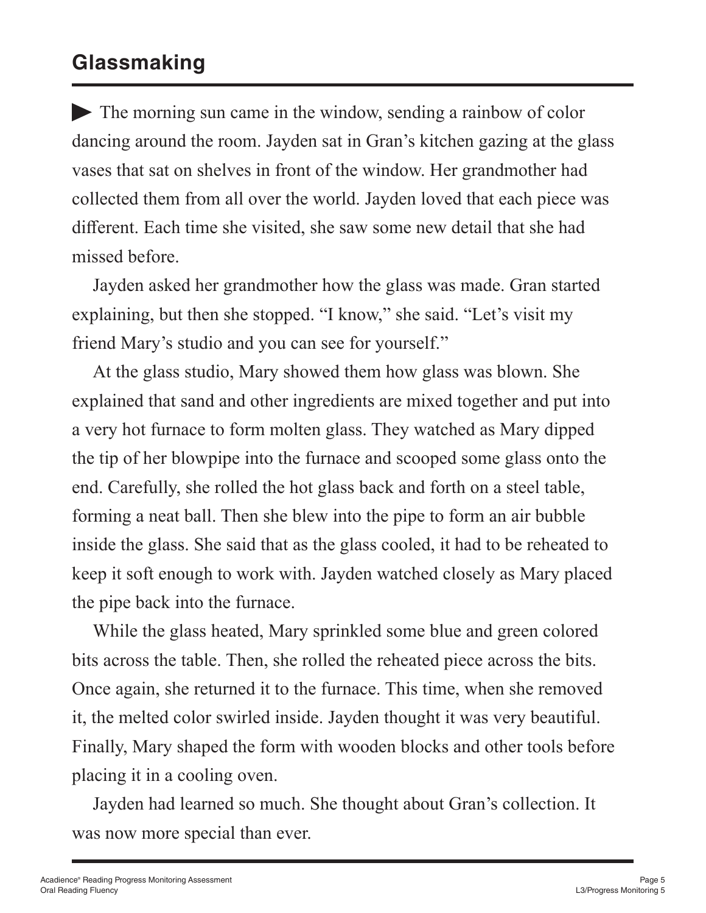# Glassmaking

▶ The morning sun came in the window, sending a rainbow of color dancing around the room. Jayden sat in Gran's kitchen gazing at the glass vases that sat on shelves in front of the window. Her grandmother had collected them from all over the world. Jayden loved that each piece was different. Each time she visited, she saw some new detail that she had missed before.

Jayden asked her grandmother how the glass was made. Gran started explaining, but then she stopped. "I know," she said. "Let's visit my friend Mary's studio and you can see for yourself."

At the glass studio, Mary showed them how glass was blown. She explained that sand and other ingredients are mixed together and put into a very hot furnace to form molten glass. They watched as Mary dipped the tip of her blowpipe into the furnace and scooped some glass onto the end. Carefully, she rolled the hot glass back and forth on a steel table, forming a neat ball. Then she blew into the pipe to form an air bubble inside the glass. She said that as the glass cooled, it had to be reheated to keep it soft enough to work with. Jayden watched closely as Mary placed the pipe back into the furnace.

While the glass heated, Mary sprinkled some blue and green colored bits across the table. Then, she rolled the reheated piece across the bits. Once again, she returned it to the furnace. This time, when she removed it, the melted color swirled inside. Jayden thought it was very beautiful. Finally, Mary shaped the form with wooden blocks and other tools before placing it in a cooling oven.

Jayden had learned so much. She thought about Gran's collection. It was now more special than ever.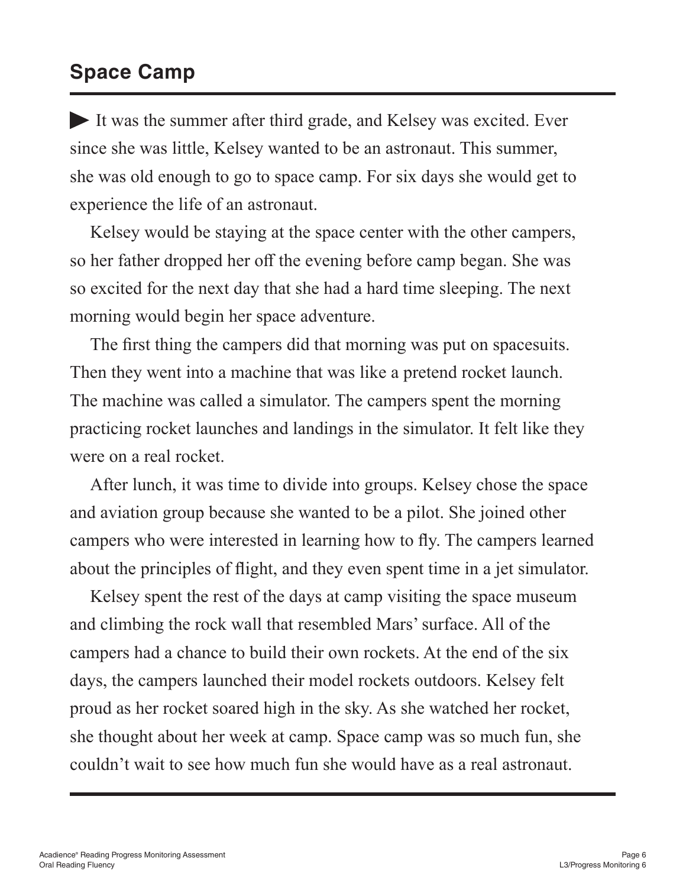## Space Camp

▶ It was the summer after third grade, and Kelsey was excited. Ever since she was little, Kelsey wanted to be an astronaut. This summer, she was old enough to go to space camp. For six days she would get to experience the life of an astronaut.

Kelsey would be staying at the space center with the other campers, so her father dropped her off the evening before camp began. She was so excited for the next day that she had a hard time sleeping. The next morning would begin her space adventure.

The first thing the campers did that morning was put on spacesuits. Then they went into a machine that was like a pretend rocket launch. The machine was called a simulator. The campers spent the morning practicing rocket launches and landings in the simulator. It felt like they were on a real rocket.

After lunch, it was time to divide into groups. Kelsey chose the space and aviation group because she wanted to be a pilot. She joined other campers who were interested in learning how to fly. The campers learned about the principles of flight, and they even spent time in a jet simulator.

Kelsey spent the rest of the days at camp visiting the space museum and climbing the rock wall that resembled Mars' surface. All of the campers had a chance to build their own rockets. At the end of the six days, the campers launched their model rockets outdoors. Kelsey felt proud as her rocket soared high in the sky. As she watched her rocket, she thought about her week at camp. Space camp was so much fun, she couldn't wait to see how much fun she would have as a real astronaut.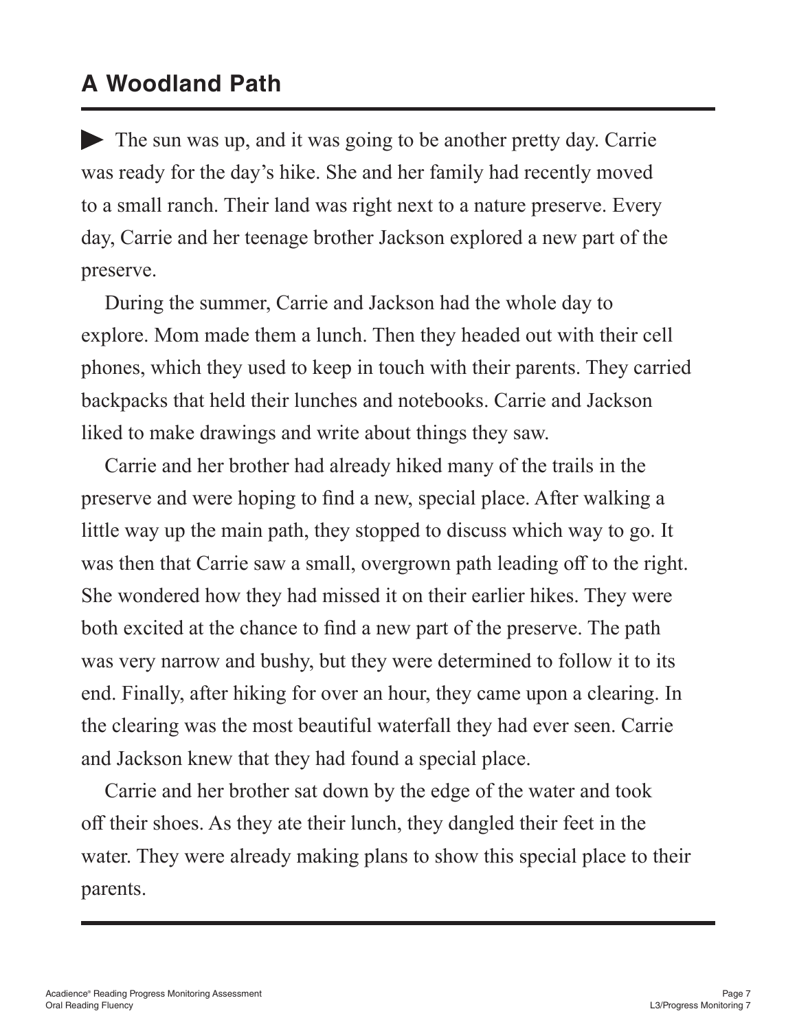## A Woodland Path

▶ The sun was up, and it was going to be another pretty day. Carrie was ready for the day's hike. She and her family had recently moved to a small ranch. Their land was right next to a nature preserve. Every day, Carrie and her teenage brother Jackson explored a new part of the preserve.

During the summer, Carrie and Jackson had the whole day to explore. Mom made them a lunch. Then they headed out with their cell phones, which they used to keep in touch with their parents. They carried backpacks that held their lunches and notebooks. Carrie and Jackson liked to make drawings and write about things they saw.

Carrie and her brother had already hiked many of the trails in the preserve and were hoping to find a new, special place. After walking a little way up the main path, they stopped to discuss which way to go. It was then that Carrie saw a small, overgrown path leading off to the right. She wondered how they had missed it on their earlier hikes. They were both excited at the chance to find a new part of the preserve. The path was very narrow and bushy, but they were determined to follow it to its end. Finally, after hiking for over an hour, they came upon a clearing. In the clearing was the most beautiful waterfall they had ever seen. Carrie and Jackson knew that they had found a special place.

Carrie and her brother sat down by the edge of the water and took off their shoes. As they ate their lunch, they dangled their feet in the water. They were already making plans to show this special place to their parents.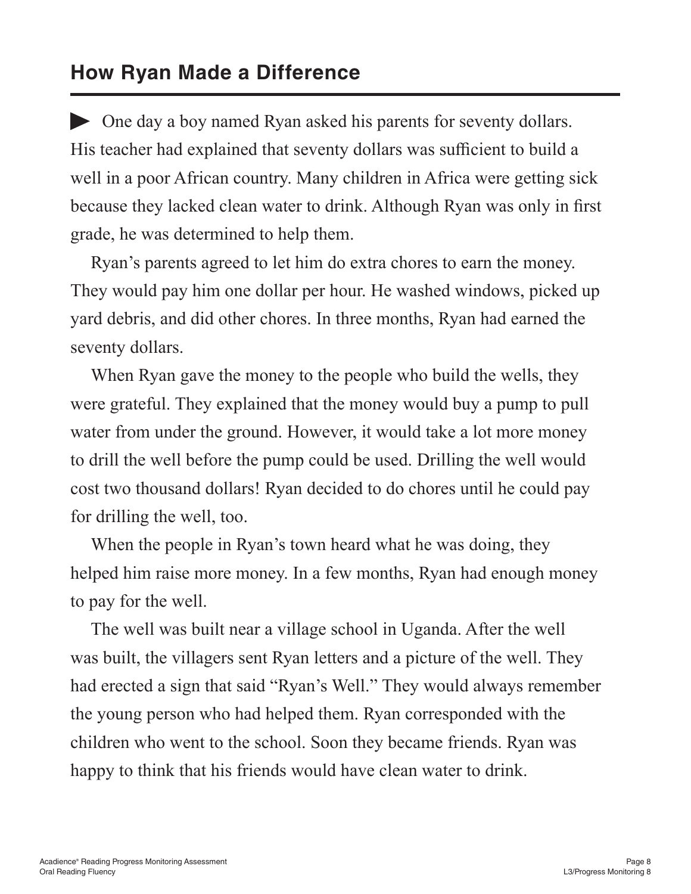## How Ryan Made a Difference

▶ One day a boy named Ryan asked his parents for seventy dollars. His teacher had explained that seventy dollars was sufficient to build a well in a poor African country. Many children in Africa were getting sick because they lacked clean water to drink. Although Ryan was only in first grade, he was determined to help them.

Ryan's parents agreed to let him do extra chores to earn the money. They would pay him one dollar per hour. He washed windows, picked up yard debris, and did other chores. In three months, Ryan had earned the seventy dollars.

When Ryan gave the money to the people who build the wells, they were grateful. They explained that the money would buy a pump to pull water from under the ground. However, it would take a lot more money to drill the well before the pump could be used. Drilling the well would cost two thousand dollars! Ryan decided to do chores until he could pay for drilling the well, too.

When the people in Ryan's town heard what he was doing, they helped him raise more money. In a few months, Ryan had enough money to pay for the well.

The well was built near a village school in Uganda. After the well was built, the villagers sent Ryan letters and a picture of the well. They had erected a sign that said "Ryan's Well." They would always remember the young person who had helped them. Ryan corresponded with the children who went to the school. Soon they became friends. Ryan was happy to think that his friends would have clean water to drink.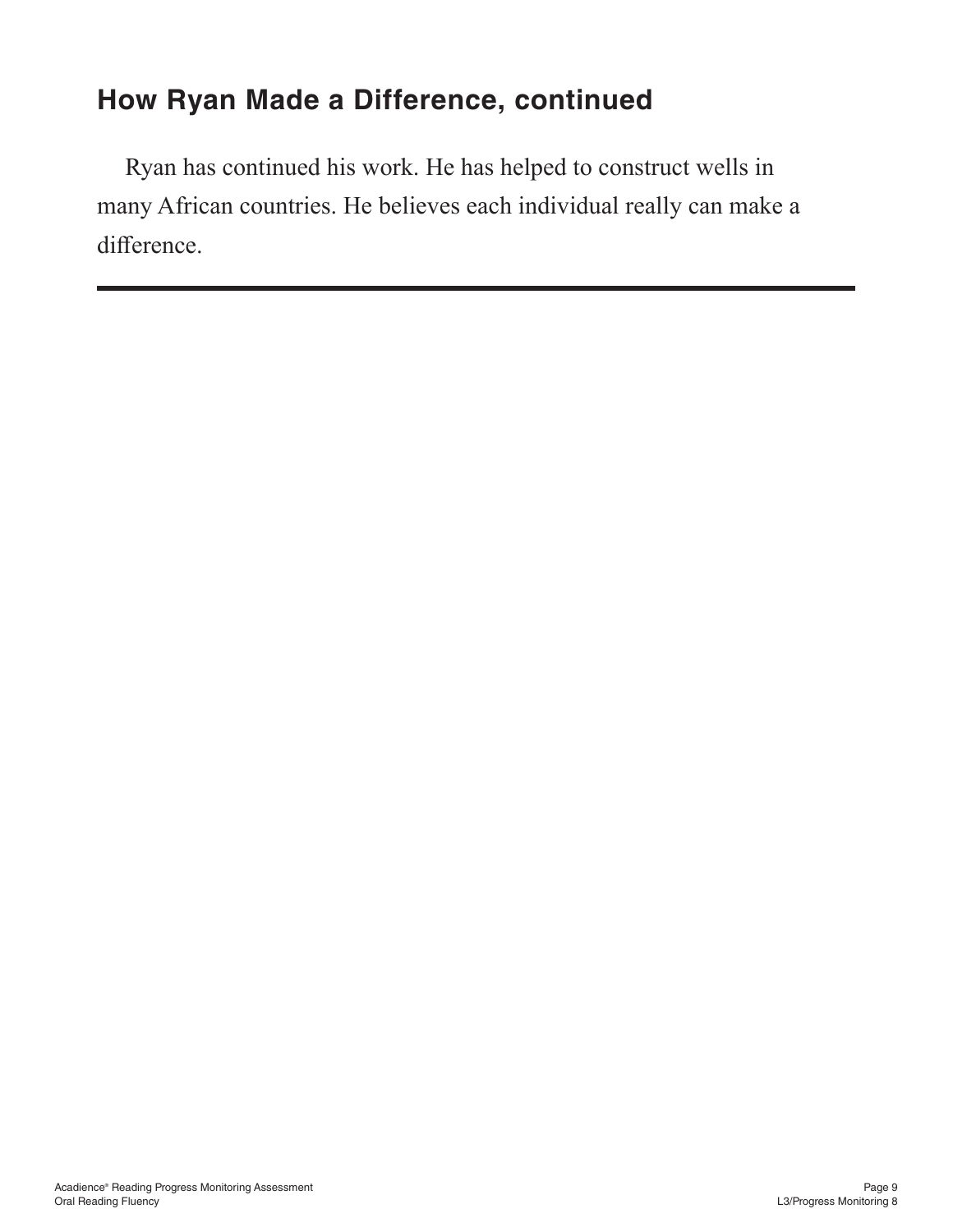## How Ryan Made a Difference, continued

Ryan has continued his work. He has helped to construct wells in many African countries. He believes each individual really can make a difference.

---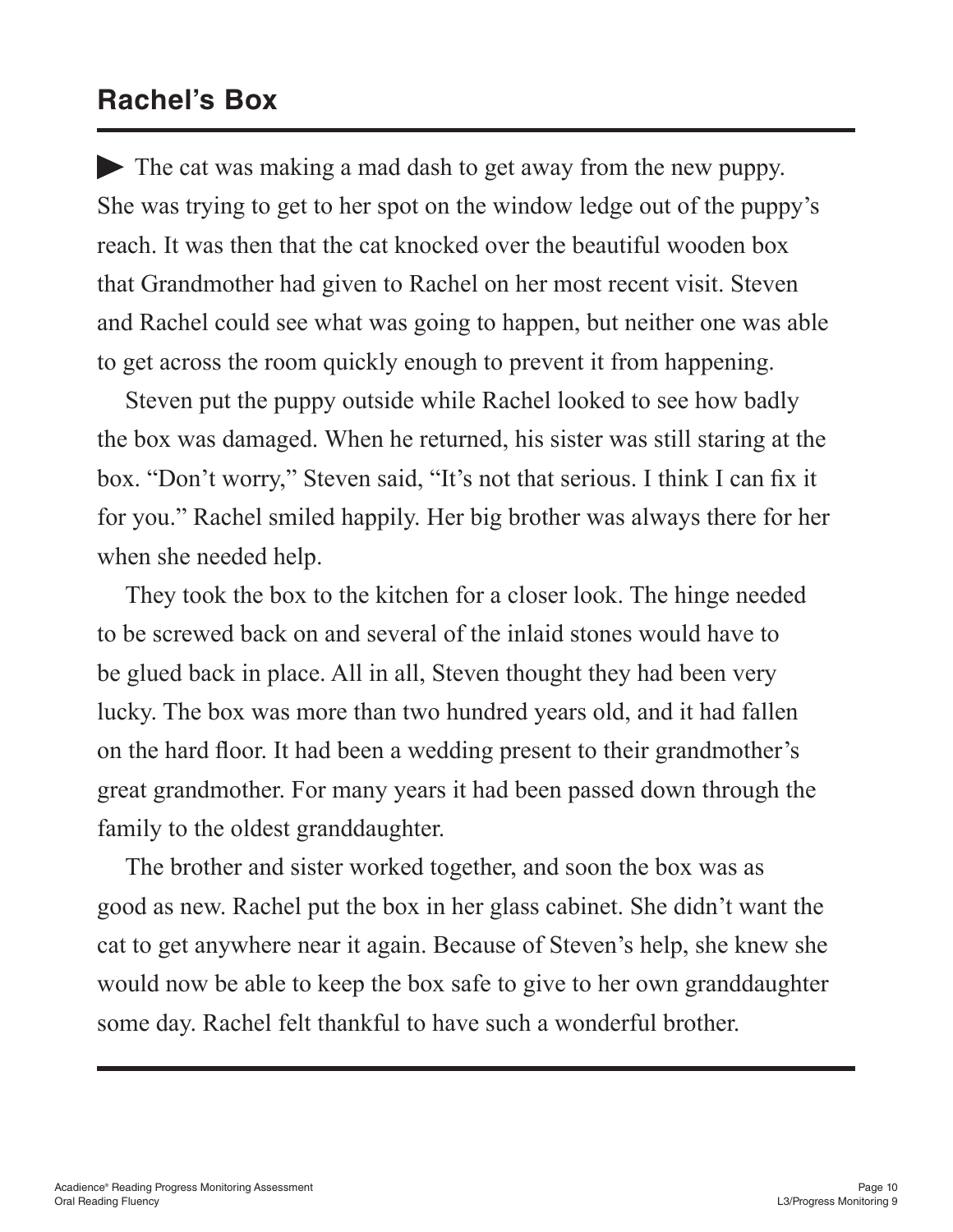## Rachel's Box

▶ The cat was making a mad dash to get away from the new puppy. She was trying to get to her spot on the window ledge out of the puppy's reach. It was then that the cat knocked over the beautiful wooden box that Grandmother had given to Rachel on her most recent visit. Steven and Rachel could see what was going to happen, but neither one was able to get across the room quickly enough to prevent it from happening.

Steven put the puppy outside while Rachel looked to see how badly the box was damaged. When he returned, his sister was still staring at the box. "Don't worry," Steven said, "It's not that serious. I think I can fix it for you." Rachel smiled happily. Her big brother was always there for her when she needed help.

They took the box to the kitchen for a closer look. The hinge needed to be screwed back on and several of the inlaid stones would have to be glued back in place. All in all, Steven thought they had been very lucky. The box was more than two hundred years old, and it had fallen on the hard floor. It had been a wedding present to their grandmother's great grandmother. For many years it had been passed down through the family to the oldest granddaughter.

The brother and sister worked together, and soon the box was as good as new. Rachel put the box in her glass cabinet. She didn't want the cat to get anywhere near it again. Because of Steven's help, she knew she would now be able to keep the box safe to give to her own granddaughter some day. Rachel felt thankful to have such a wonderful brother.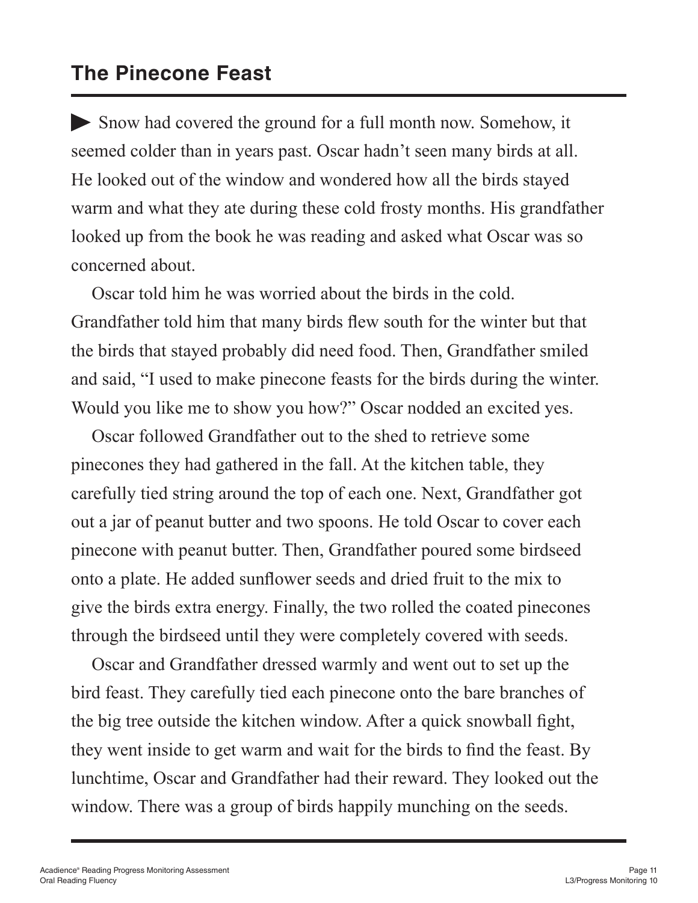## The Pinecone Feast

▶ Snow had covered the ground for a full month now. Somehow, it seemed colder than in years past. Oscar hadn't seen many birds at all. He looked out of the window and wondered how all the birds stayed warm and what they ate during these cold frosty months. His grandfather looked up from the book he was reading and asked what Oscar was so concerned about.

Oscar told him he was worried about the birds in the cold. Grandfather told him that many birds flew south for the winter but that the birds that stayed probably did need food. Then, Grandfather smiled and said, "I used to make pinecone feasts for the birds during the winter. Would you like me to show you how?" Oscar nodded an excited yes.

Oscar followed Grandfather out to the shed to retrieve some pinecones they had gathered in the fall. At the kitchen table, they carefully tied string around the top of each one. Next, Grandfather got out a jar of peanut butter and two spoons. He told Oscar to cover each pinecone with peanut butter. Then, Grandfather poured some birdseed onto a plate. He added sunflower seeds and dried fruit to the mix to give the birds extra energy. Finally, the two rolled the coated pinecones through the birdseed until they were completely covered with seeds.

Oscar and Grandfather dressed warmly and went out to set up the bird feast. They carefully tied each pinecone onto the bare branches of the big tree outside the kitchen window. After a quick snowball fight, they went inside to get warm and wait for the birds to find the feast. By lunchtime, Oscar and Grandfather had their reward. They looked out the window. There was a group of birds happily munching on the seeds.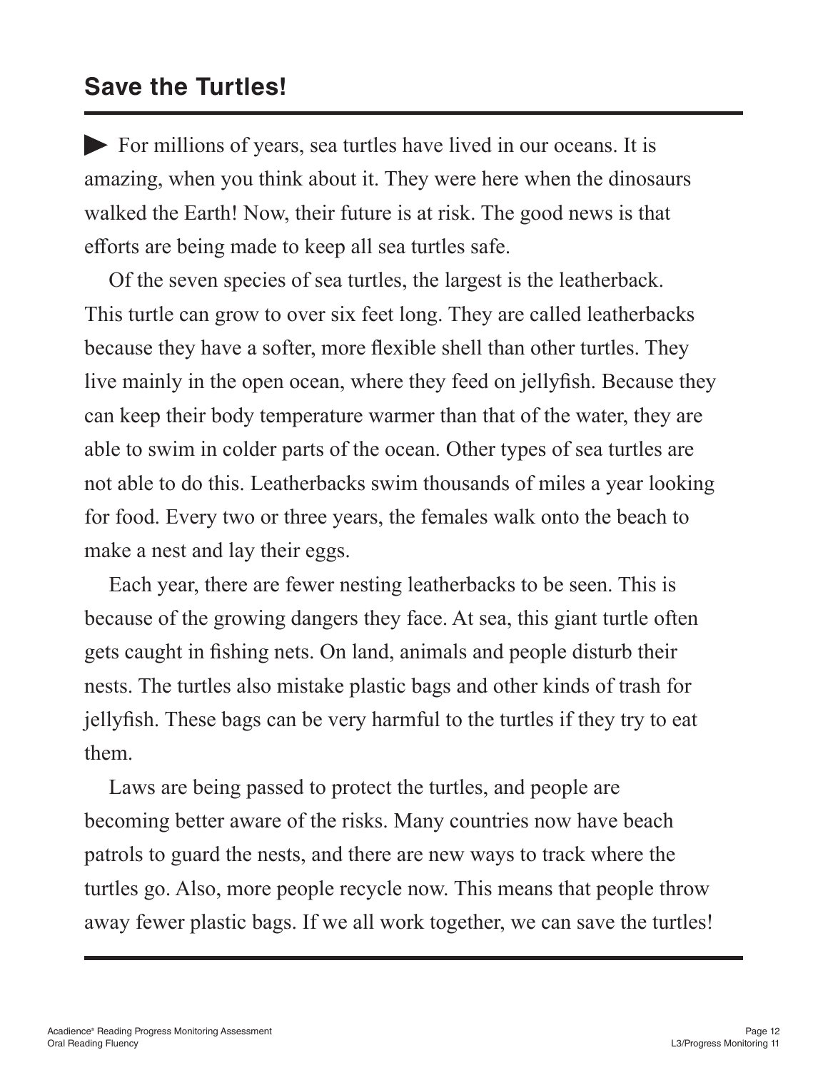## Save the Turtles!

▶ For millions of years, sea turtles have lived in our oceans. It is amazing, when you think about it. They were here when the dinosaurs walked the Earth! Now, their future is at risk. The good news is that efforts are being made to keep all sea turtles safe.

Of the seven species of sea turtles, the largest is the leatherback. This turtle can grow to over six feet long. They are called leatherbacks because they have a softer, more flexible shell than other turtles. They live mainly in the open ocean, where they feed on jellyfish. Because they can keep their body temperature warmer than that of the water, they are able to swim in colder parts of the ocean. Other types of sea turtles are not able to do this. Leatherbacks swim thousands of miles a year looking for food. Every two or three years, the females walk onto the beach to make a nest and lay their eggs.

Each year, there are fewer nesting leatherbacks to be seen. This is because of the growing dangers they face. At sea, this giant turtle often gets caught in fishing nets. On land, animals and people disturb their nests. The turtles also mistake plastic bags and other kinds of trash for jellyfish. These bags can be very harmful to the turtles if they try to eat them.

Laws are being passed to protect the turtles, and people are becoming better aware of the risks. Many countries now have beach patrols to guard the nests, and there are new ways to track where the turtles go. Also, more people recycle now. This means that people throw away fewer plastic bags. If we all work together, we can save the turtles!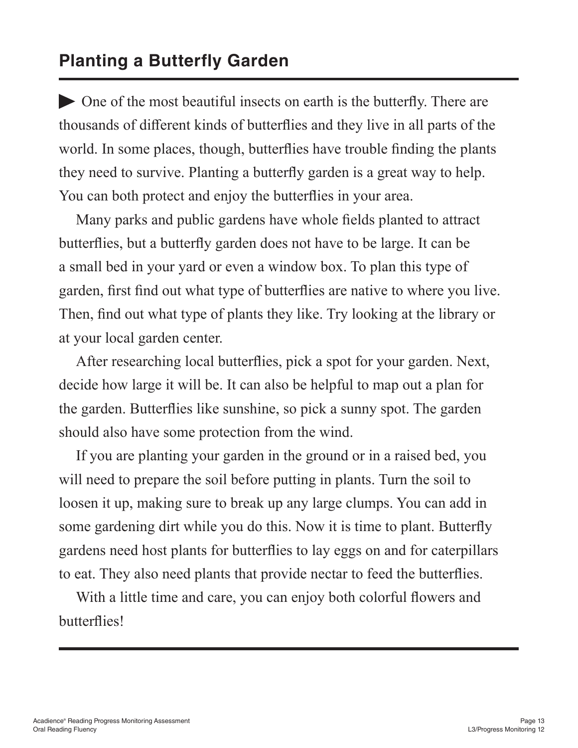## Planting a Butterfly Garden

▶ One of the most beautiful insects on earth is the butterfly. There are thousands of different kinds of butterflies and they live in all parts of the world. In some places, though, butterflies have trouble finding the plants they need to survive. Planting a butterfly garden is a great way to help. You can both protect and enjoy the butterflies in your area.

Many parks and public gardens have whole fields planted to attract butterflies, but a butterfly garden does not have to be large. It can be a small bed in your yard or even a window box. To plan this type of garden, first find out what type of butterflies are native to where you live. Then, find out what type of plants they like. Try looking at the library or at your local garden center.

After researching local butterflies, pick a spot for your garden. Next, decide how large it will be. It can also be helpful to map out a plan for the garden. Butterflies like sunshine, so pick a sunny spot. The garden should also have some protection from the wind.

If you are planting your garden in the ground or in a raised bed, you will need to prepare the soil before putting in plants. Turn the soil to loosen it up, making sure to break up any large clumps. You can add in some gardening dirt while you do this. Now it is time to plant. Butterfly gardens need host plants for butterflies to lay eggs on and for caterpillars to eat. They also need plants that provide nectar to feed the butterflies.

With a little time and care, you can enjoy both colorful flowers and butterflies!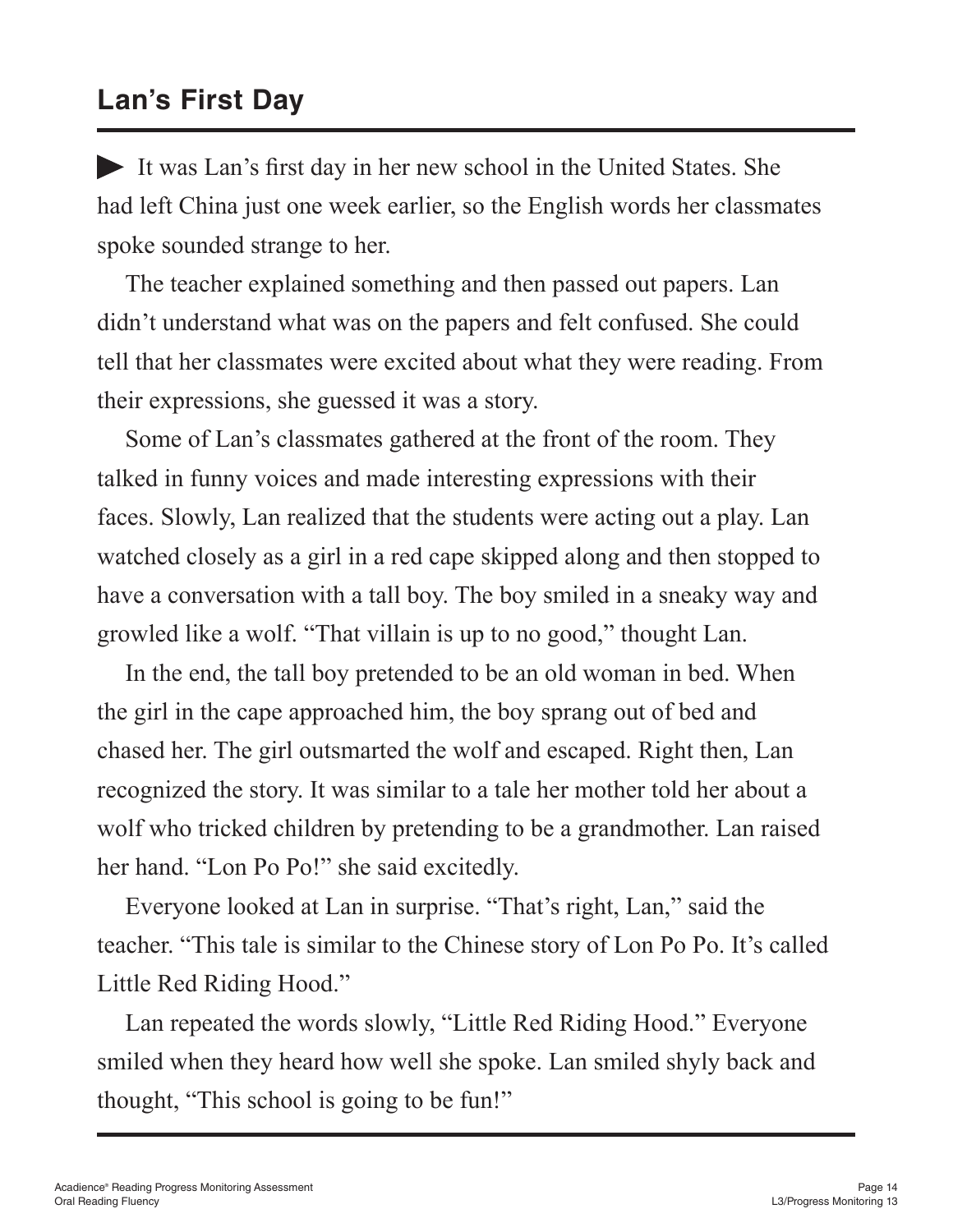## Lan's First Day

▶ It was Lan's first day in her new school in the United States. She had left China just one week earlier, so the English words her classmates spoke sounded strange to her.

The teacher explained something and then passed out papers. Lan didn't understand what was on the papers and felt confused. She could tell that her classmates were excited about what they were reading. From their expressions, she guessed it was a story.

Some of Lan's classmates gathered at the front of the room. They talked in funny voices and made interesting expressions with their faces. Slowly, Lan realized that the students were acting out a play. Lan watched closely as a girl in a red cape skipped along and then stopped to have a conversation with a tall boy. The boy smiled in a sneaky way and growled like a wolf. "That villain is up to no good," thought Lan.

In the end, the tall boy pretended to be an old woman in bed. When the girl in the cape approached him, the boy sprang out of bed and chased her. The girl outsmarted the wolf and escaped. Right then, Lan recognized the story. It was similar to a tale her mother told her about a wolf who tricked children by pretending to be a grandmother. Lan raised her hand. "Lon Po Po!" she said excitedly.

Everyone looked at Lan in surprise. "That's right, Lan," said the teacher. "This tale is similar to the Chinese story of Lon Po Po. It's called Little Red Riding Hood."

Lan repeated the words slowly, "Little Red Riding Hood." Everyone smiled when they heard how well she spoke. Lan smiled shyly back and thought, "This school is going to be fun!"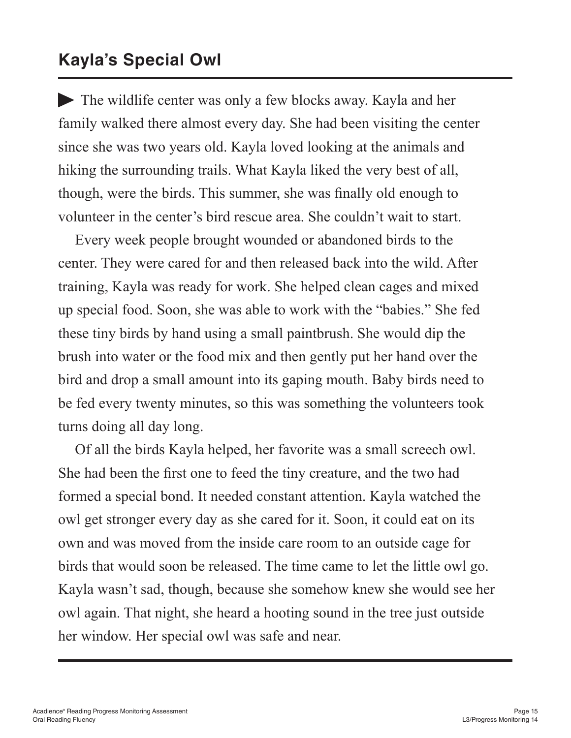## Kayla's Special Owl

▶ The wildlife center was only a few blocks away. Kayla and her family walked there almost every day. She had been visiting the center since she was two years old. Kayla loved looking at the animals and hiking the surrounding trails. What Kayla liked the very best of all, though, were the birds. This summer, she was finally old enough to volunteer in the center's bird rescue area. She couldn't wait to start.

Every week people brought wounded or abandoned birds to the center. They were cared for and then released back into the wild. After training, Kayla was ready for work. She helped clean cages and mixed up special food. Soon, she was able to work with the "babies." She fed these tiny birds by hand using a small paintbrush. She would dip the brush into water or the food mix and then gently put her hand over the bird and drop a small amount into its gaping mouth. Baby birds need to be fed every twenty minutes, so this was something the volunteers took turns doing all day long.

Of all the birds Kayla helped, her favorite was a small screech owl. She had been the first one to feed the tiny creature, and the two had formed a special bond. It needed constant attention. Kayla watched the owl get stronger every day as she cared for it. Soon, it could eat on its own and was moved from the inside care room to an outside cage for birds that would soon be released. The time came to let the little owl go. Kayla wasn't sad, though, because she somehow knew she would see her owl again. That night, she heard a hooting sound in the tree just outside her window. Her special owl was safe and near.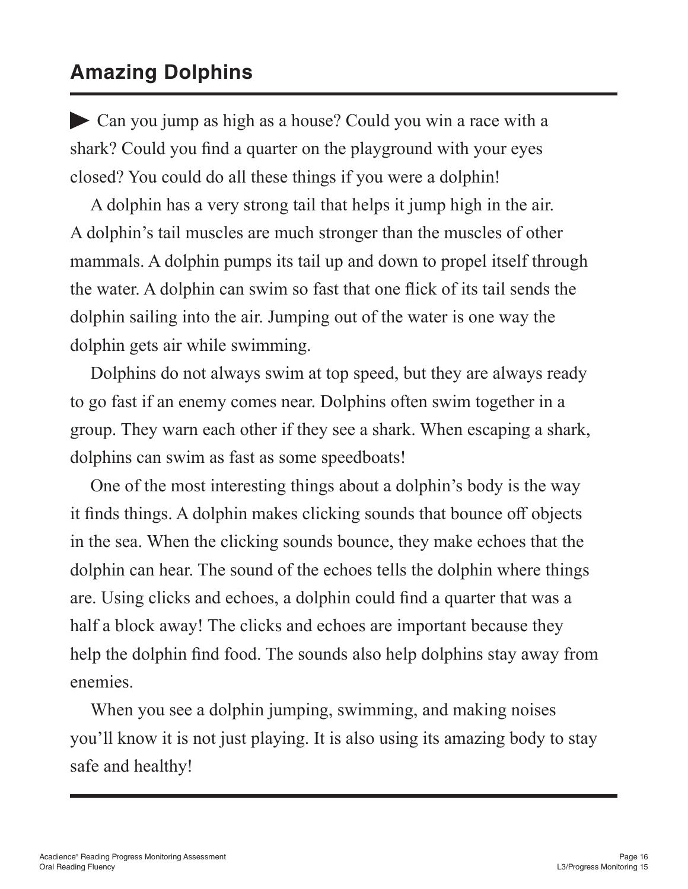# Amazing Dolphins

▶ Can you jump as high as a house? Could you win a race with a shark? Could you find a quarter on the playground with your eyes closed? You could do all these things if you were a dolphin!

A dolphin has a very strong tail that helps it jump high in the air. A dolphin's tail muscles are much stronger than the muscles of other mammals. A dolphin pumps its tail up and down to propel itself through the water. A dolphin can swim so fast that one flick of its tail sends the dolphin sailing into the air. Jumping out of the water is one way the dolphin gets air while swimming.

Dolphins do not always swim at top speed, but they are always ready to go fast if an enemy comes near. Dolphins often swim together in a group. They warn each other if they see a shark. When escaping a shark, dolphins can swim as fast as some speedboats!

One of the most interesting things about a dolphin's body is the way it finds things. A dolphin makes clicking sounds that bounce off objects in the sea. When the clicking sounds bounce, they make echoes that the dolphin can hear. The sound of the echoes tells the dolphin where things are. Using clicks and echoes, a dolphin could find a quarter that was a half a block away! The clicks and echoes are important because they help the dolphin find food. The sounds also help dolphins stay away from enemies.

When you see a dolphin jumping, swimming, and making noises you'll know it is not just playing. It is also using its amazing body to stay safe and healthy!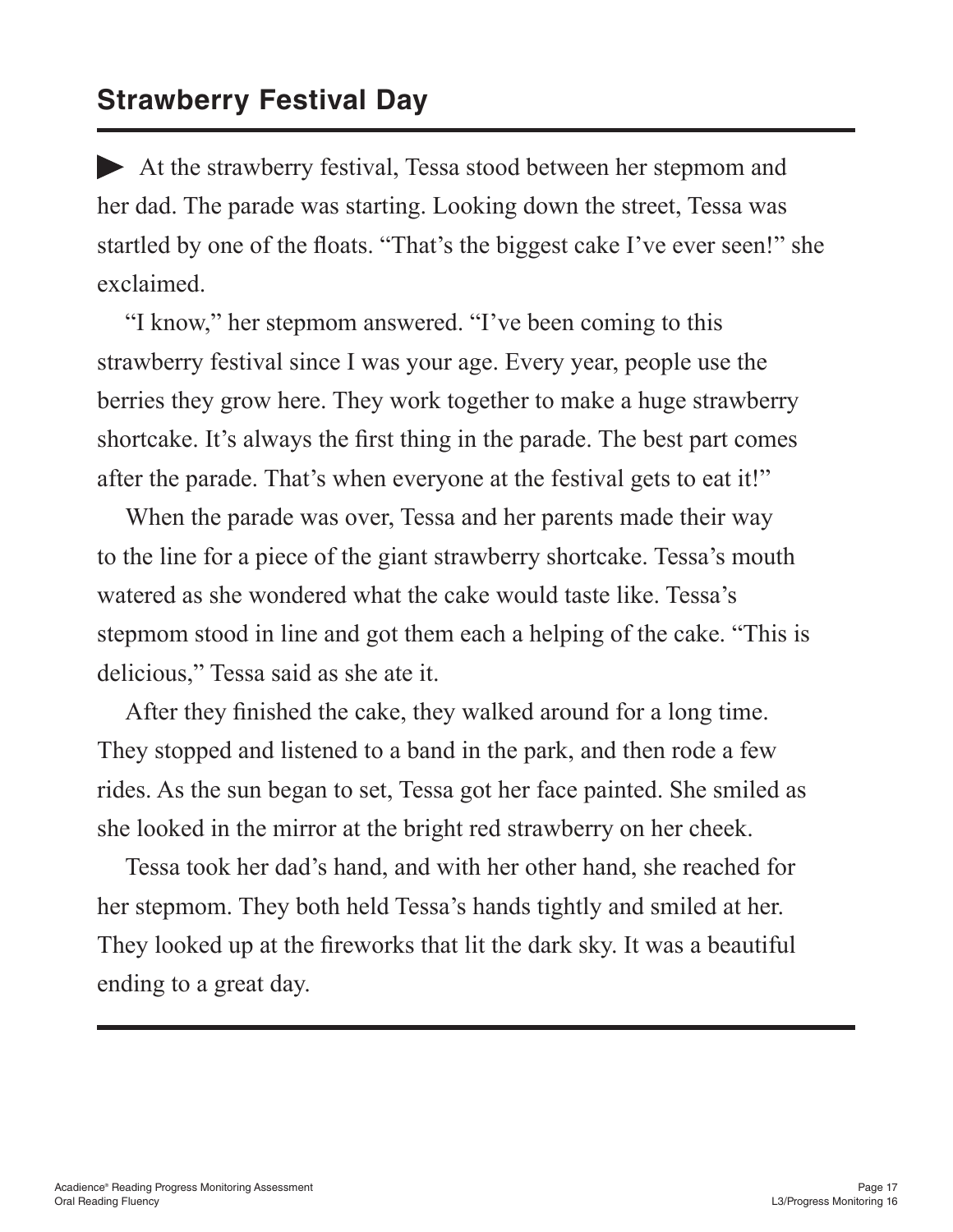## Strawberry Festival Day

▶ At the strawberry festival, Tessa stood between her stepmom and her dad. The parade was starting. Looking down the street, Tessa was startled by one of the floats. “That’s the biggest cake I’ve ever seen!” she exclaimed.

“I know,” her stepmom answered. “I’ve been coming to this strawberry festival since I was your age. Every year, people use the berries they grow here. They work together to make a huge strawberry shortcake. It’s always the first thing in the parade. The best part comes after the parade. That’s when everyone at the festival gets to eat it!”

When the parade was over, Tessa and her parents made their way to the line for a piece of the giant strawberry shortcake. Tessa’s mouth watered as she wondered what the cake would taste like. Tessa’s stepmom stood in line and got them each a helping of the cake. “This is delicious,” Tessa said as she ate it.

After they finished the cake, they walked around for a long time. They stopped and listened to a band in the park, and then rode a few rides. As the sun began to set, Tessa got her face painted. She smiled as she looked in the mirror at the bright red strawberry on her cheek.

Tessa took her dad’s hand, and with her other hand, she reached for her stepmom. They both held Tessa’s hands tightly and smiled at her. They looked up at the fireworks that lit the dark sky. It was a beautiful ending to a great day.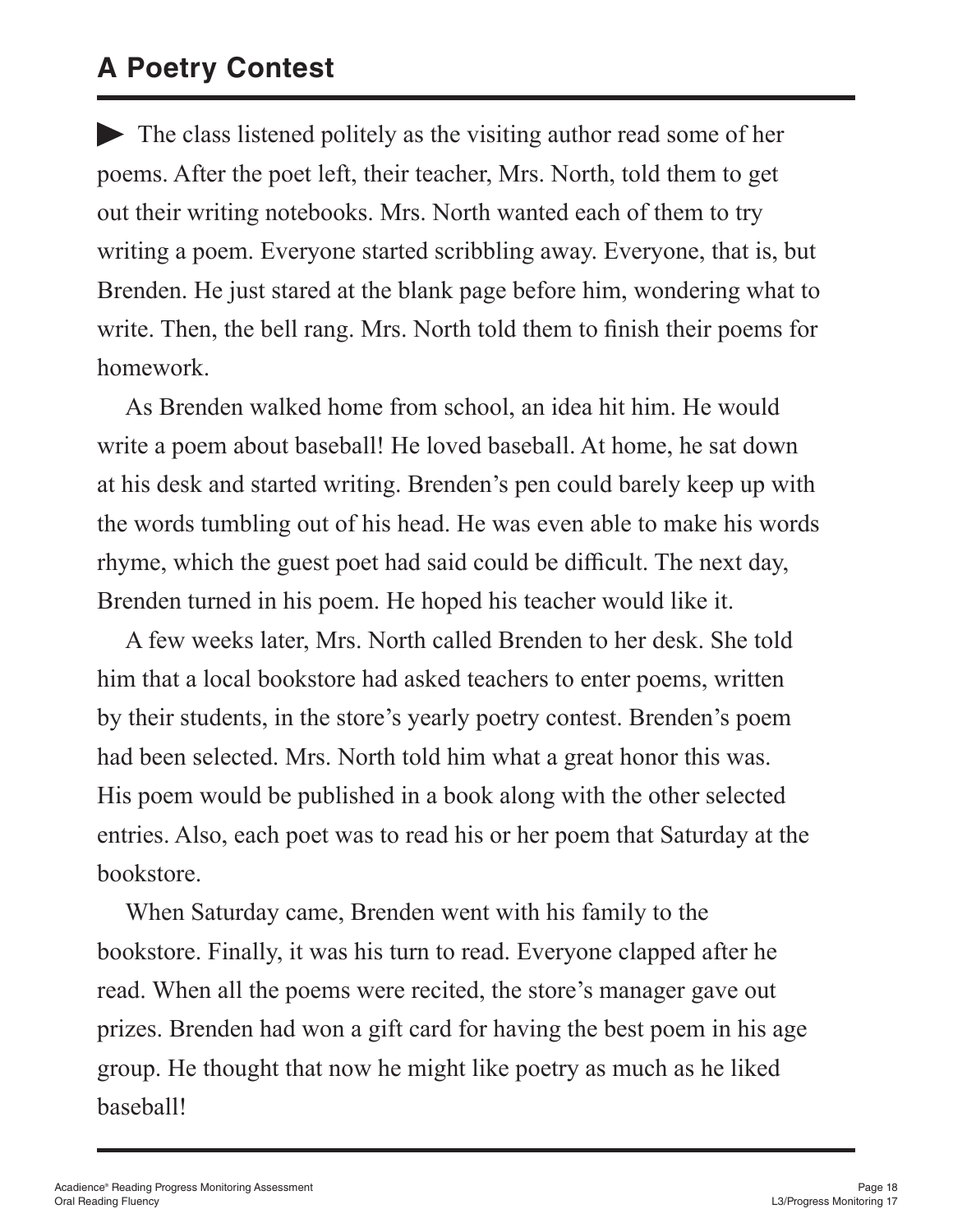# A Poetry Contest

▶ The class listened politely as the visiting author read some of her poems. After the poet left, their teacher, Mrs. North, told them to get out their writing notebooks. Mrs. North wanted each of them to try writing a poem. Everyone started scribbling away. Everyone, that is, but Brenden. He just stared at the blank page before him, wondering what to write. Then, the bell rang. Mrs. North told them to finish their poems for homework.

As Brenden walked home from school, an idea hit him. He would write a poem about baseball! He loved baseball. At home, he sat down at his desk and started writing. Brenden's pen could barely keep up with the words tumbling out of his head. He was even able to make his words rhyme, which the guest poet had said could be difficult. The next day, Brenden turned in his poem. He hoped his teacher would like it.

A few weeks later, Mrs. North called Brenden to her desk. She told him that a local bookstore had asked teachers to enter poems, written by their students, in the store's yearly poetry contest. Brenden's poem had been selected. Mrs. North told him what a great honor this was. His poem would be published in a book along with the other selected entries. Also, each poet was to read his or her poem that Saturday at the bookstore.

When Saturday came, Brenden went with his family to the bookstore. Finally, it was his turn to read. Everyone clapped after he read. When all the poems were recited, the store's manager gave out prizes. Brenden had won a gift card for having the best poem in his age group. He thought that now he might like poetry as much as he liked baseball!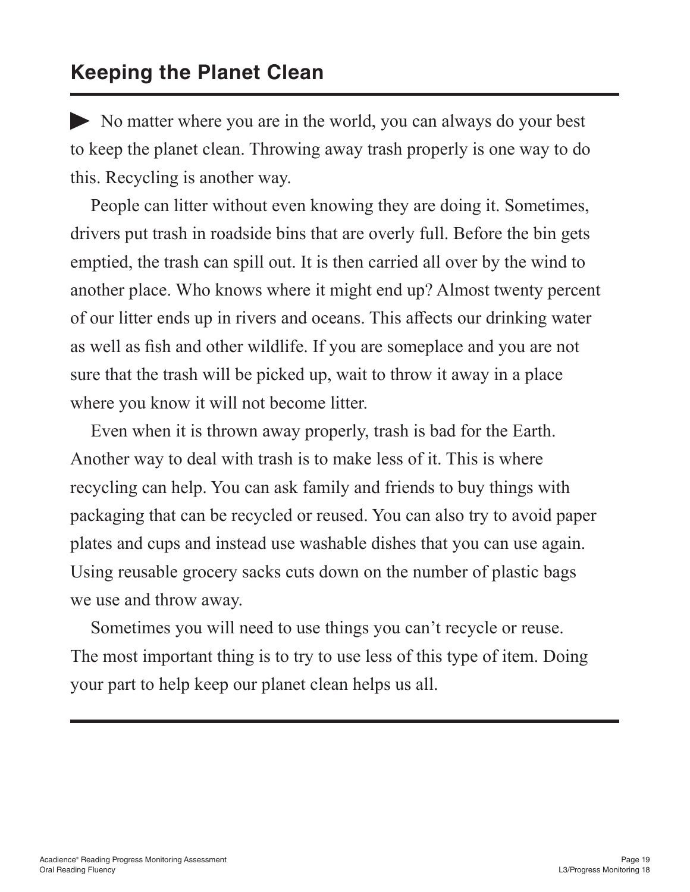## Keeping the Planet Clean

▶ No matter where you are in the world, you can always do your best to keep the planet clean. Throwing away trash properly is one way to do this. Recycling is another way.

People can litter without even knowing they are doing it. Sometimes, drivers put trash in roadside bins that are overly full. Before the bin gets emptied, the trash can spill out. It is then carried all over by the wind to another place. Who knows where it might end up? Almost twenty percent of our litter ends up in rivers and oceans. This affects our drinking water as well as fish and other wildlife. If you are someplace and you are not sure that the trash will be picked up, wait to throw it away in a place where you know it will not become litter.

Even when it is thrown away properly, trash is bad for the Earth. Another way to deal with trash is to make less of it. This is where recycling can help. You can ask family and friends to buy things with packaging that can be recycled or reused. You can also try to avoid paper plates and cups and instead use washable dishes that you can use again. Using reusable grocery sacks cuts down on the number of plastic bags we use and throw away.

Sometimes you will need to use things you can't recycle or reuse. The most important thing is to try to use less of this type of item. Doing your part to help keep our planet clean helps us all.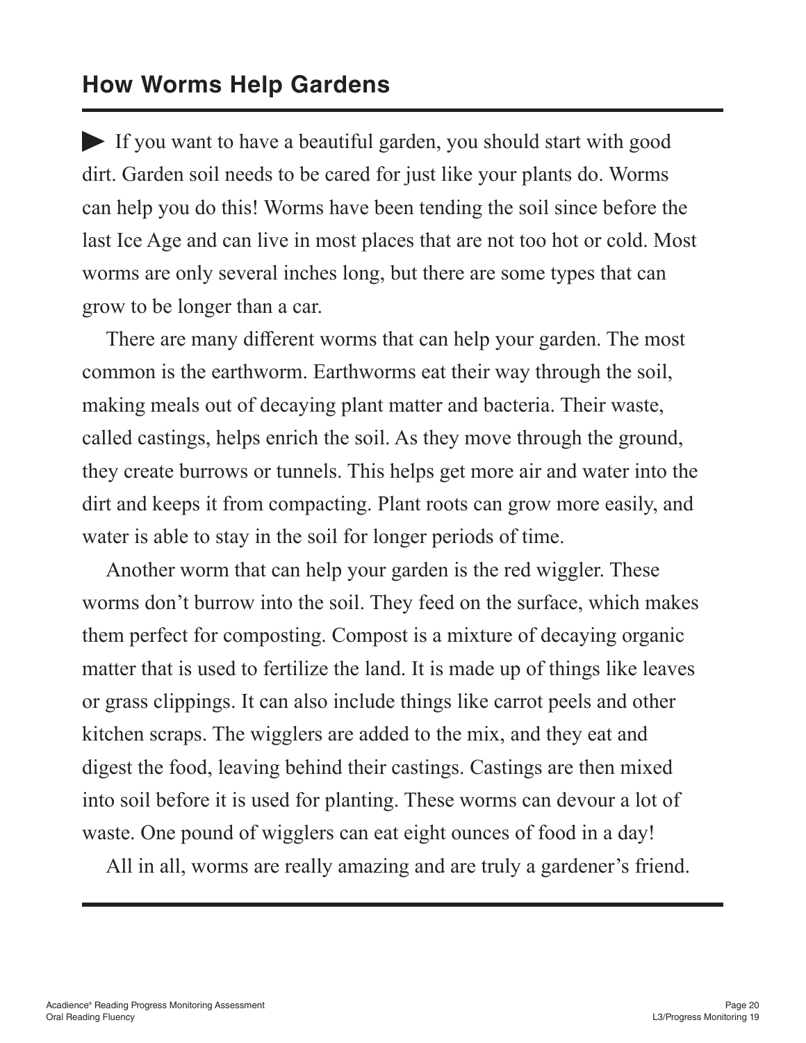## How Worms Help Gardens

▶ If you want to have a beautiful garden, you should start with good dirt. Garden soil needs to be cared for just like your plants do. Worms can help you do this! Worms have been tending the soil since before the last Ice Age and can live in most places that are not too hot or cold. Most worms are only several inches long, but there are some types that can grow to be longer than a car.

There are many different worms that can help your garden. The most common is the earthworm. Earthworms eat their way through the soil, making meals out of decaying plant matter and bacteria. Their waste, called castings, helps enrich the soil. As they move through the ground, they create burrows or tunnels. This helps get more air and water into the dirt and keeps it from compacting. Plant roots can grow more easily, and water is able to stay in the soil for longer periods of time.

Another worm that can help your garden is the red wiggler. These worms don't burrow into the soil. They feed on the surface, which makes them perfect for composting. Compost is a mixture of decaying organic matter that is used to fertilize the land. It is made up of things like leaves or grass clippings. It can also include things like carrot peels and other kitchen scraps. The wigglers are added to the mix, and they eat and digest the food, leaving behind their castings. Castings are then mixed into soil before it is used for planting. These worms can devour a lot of waste. One pound of wigglers can eat eight ounces of food in a day!

All in all, worms are really amazing and are truly a gardener's friend.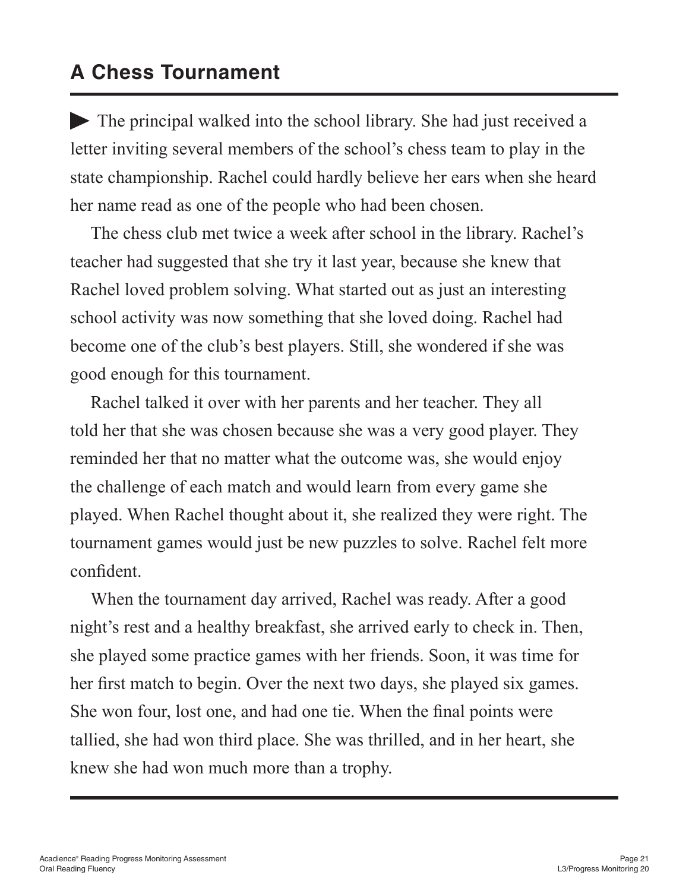## A Chess Tournament

▶ The principal walked into the school library. She had just received a letter inviting several members of the school's chess team to play in the state championship. Rachel could hardly believe her ears when she heard her name read as one of the people who had been chosen.

The chess club met twice a week after school in the library. Rachel's teacher had suggested that she try it last year, because she knew that Rachel loved problem solving. What started out as just an interesting school activity was now something that she loved doing. Rachel had become one of the club's best players. Still, she wondered if she was good enough for this tournament.

Rachel talked it over with her parents and her teacher. They all told her that she was chosen because she was a very good player. They reminded her that no matter what the outcome was, she would enjoy the challenge of each match and would learn from every game she played. When Rachel thought about it, she realized they were right. The tournament games would just be new puzzles to solve. Rachel felt more confident.

When the tournament day arrived, Rachel was ready. After a good night's rest and a healthy breakfast, she arrived early to check in. Then, she played some practice games with her friends. Soon, it was time for her first match to begin. Over the next two days, she played six games. She won four, lost one, and had one tie. When the final points were tallied, she had won third place. She was thrilled, and in her heart, she knew she had won much more than a trophy.